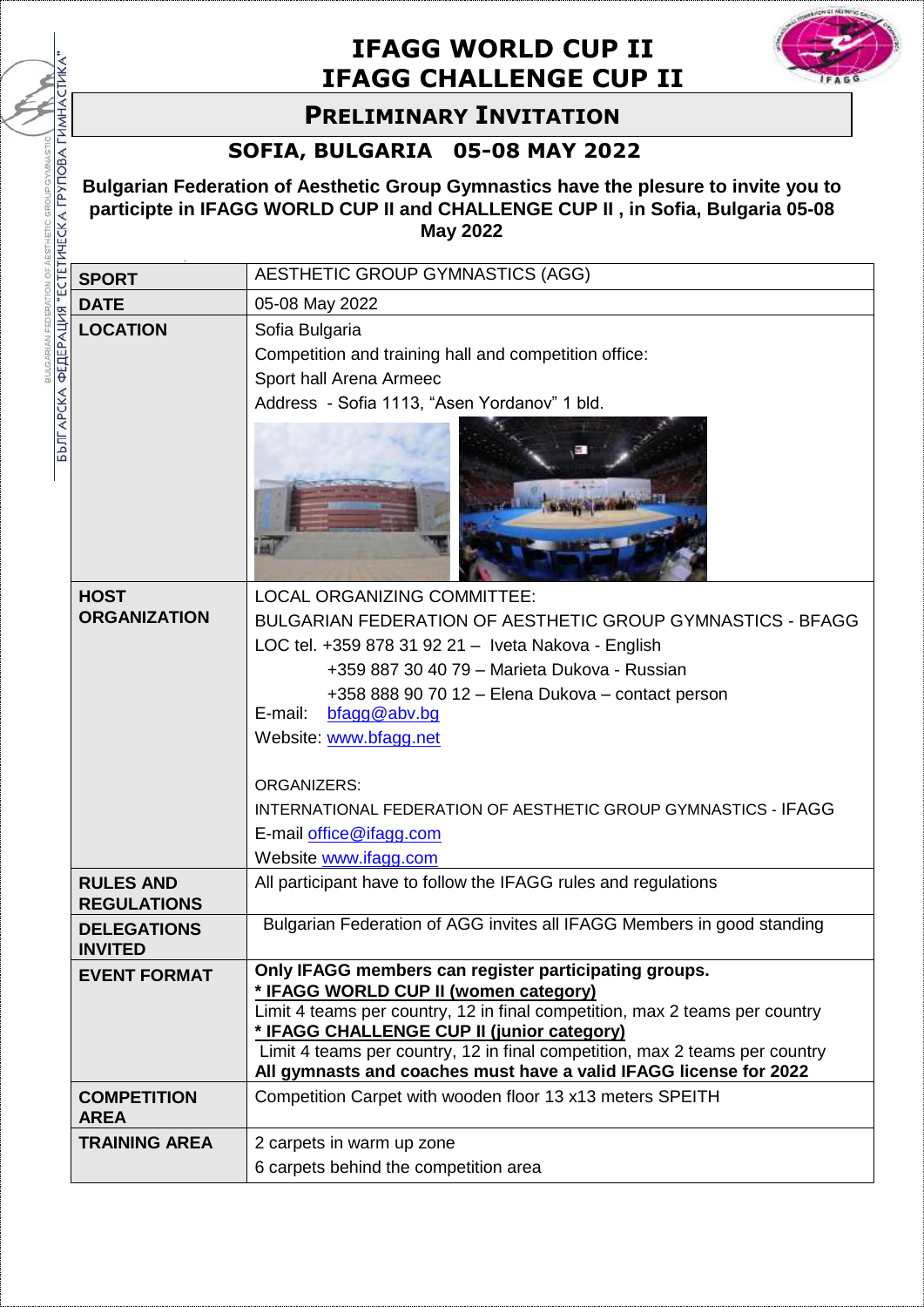# IFAGG WORLD CUP II
# IFAGG CHALLENGE CUP II

## PRELIMINARY INVITATION

### SOFIA, BULGARIA 05-08 MAY 2022

**Bulgarian Federation of Aesthetic Group Gymnastics have the plesure to invite you to participte in IFAGG WORLD CUP II and CHALLENGE CUP II , in Sofia, Bulgaria 05-08 May 2022**

| | |
|---|---|
| **SPORT** | AESTHETIC GROUP GYMNASTICS (AGG) |
| **DATE** | 05-08 May 2022 |
| **LOCATION** | Sofia Bulgaria<br>Competition and training hall and competition office:<br>Sport hall Arena Armeec<br>Address - Sofia 1113, "Asen Yordanov" 1 bld. |
| **HOST ORGANIZATION** | LOCAL ORGANIZING COMMITTEE:<br>BULGARIAN FEDERATION OF AESTHETIC GROUP GYMNASTICS - BFAGG<br>LOC tel. +359 878 31 92 21 – Iveta Nakova - English<br>+359 887 30 40 79 – Marieta Dukova - Russian<br>+358 888 90 70 12 – Elena Dukova – contact person<br>E-mail: bfagg@abv.bg<br>Website: www.bfagg.net<br><br>ORGANIZERS:<br>INTERNATIONAL FEDERATION OF AESTHETIC GROUP GYMNASTICS - IFAGG<br>E-mail office@ifagg.com<br>Website www.ifagg.com |
| **RULES AND REGULATIONS** | All participant have to follow the IFAGG rules and regulations |
| **DELEGATIONS INVITED** | Bulgarian Federation of AGG invites all IFAGG Members in good standing |
| **EVENT FORMAT** | **Only IFAGG members can register participating groups.**<br>**\* IFAGG WORLD CUP II (women category)**<br>Limit 4 teams per country, 12 in final competition, max 2 teams per country<br>**\* IFAGG CHALLENGE CUP II (junior category)**<br>Limit 4 teams per country, 12 in final competition, max 2 teams per country<br>**All gymnasts and coaches must have a valid IFAGG license for 2022** |
| **COMPETITION AREA** | Competition Carpet with wooden floor 13 x13 meters SPEITH |
| **TRAINING AREA** | 2 carpets in warm up zone<br>6 carpets behind the competition area |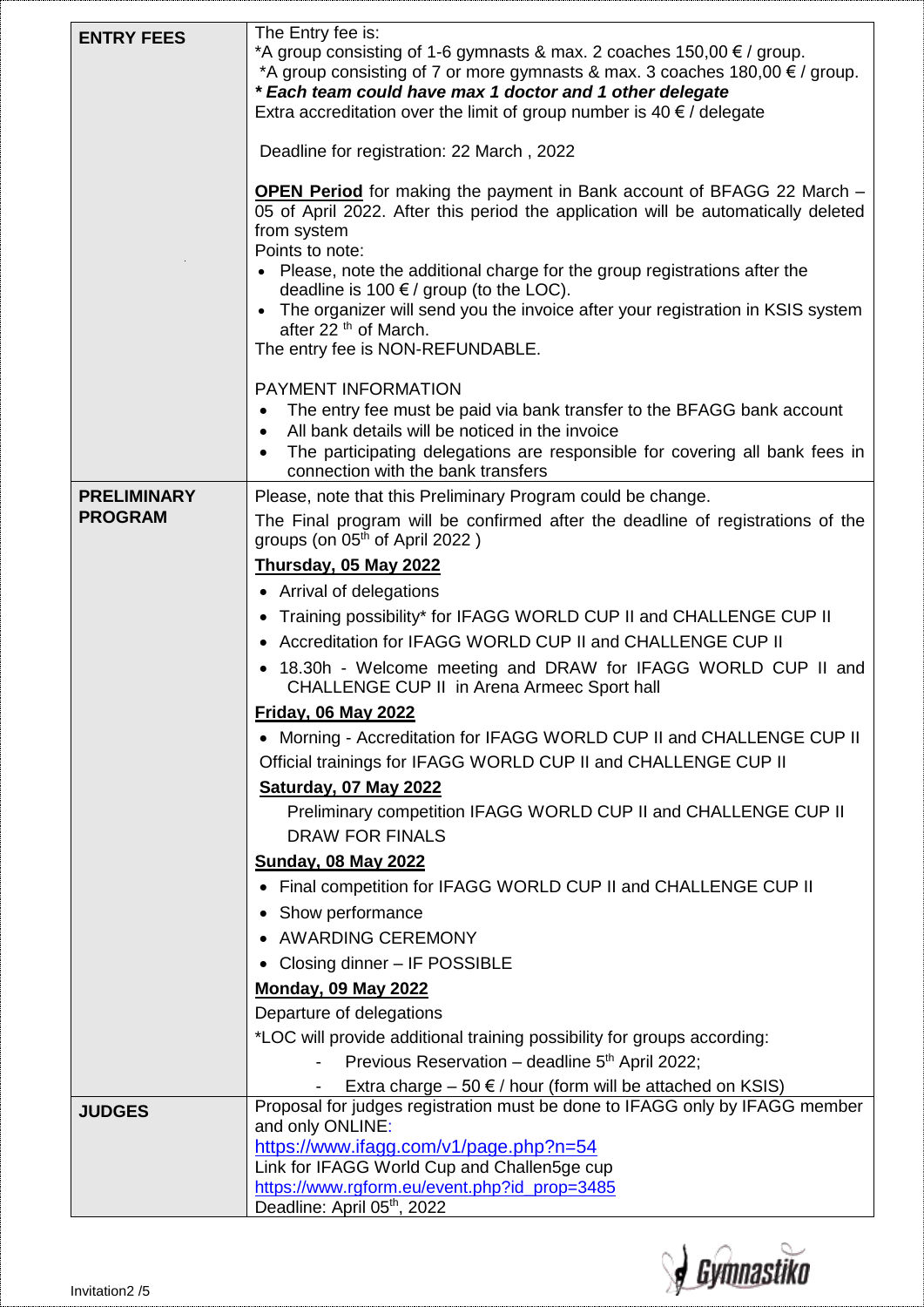| | |
|---|---|
| **ENTRY FEES** | The Entry fee is:<br>*A group consisting of 1-6 gymnasts & max. 2 coaches 150,00 € / group.<br>*A group consisting of 7 or more gymnasts & max. 3 coaches 180,00 € / group.<br>***\* Each team could have max 1 doctor and 1 other delegate***<br>Extra accreditation over the limit of group number is 40 € / delegate<br><br>Deadline for registration: 22 March , 2022<br><br>**OPEN Period** for making the payment in Bank account of BFAGG 22 March – 05 of April 2022. After this period the application will be automatically deleted from system<br>Points to note:<br>• Please, note the additional charge for the group registrations after the deadline is 100 € / group (to the LOC).<br>• The organizer will send you the invoice after your registration in KSIS system after 22 th of March.<br>The entry fee is NON-REFUNDABLE.<br><br>PAYMENT INFORMATION<br>• The entry fee must be paid via bank transfer to the BFAGG bank account<br>• All bank details will be noticed in the invoice<br>• The participating delegations are responsible for covering all bank fees in connection with the bank transfers |
| **PRELIMINARY PROGRAM** | Please, note that this Preliminary Program could be change.<br>The Final program will be confirmed after the deadline of registrations of the groups (on 05th of April 2022 )<br>**Thursday, 05 May 2022**<br>• Arrival of delegations<br>• Training possibility* for IFAGG WORLD CUP II and CHALLENGE CUP II<br>• Accreditation for IFAGG WORLD CUP II and CHALLENGE CUP II<br>• 18.30h - Welcome meeting and DRAW for IFAGG WORLD CUP II and CHALLENGE CUP II in Arena Armeec Sport hall<br>**Friday, 06 May 2022**<br>• Morning - Accreditation for IFAGG WORLD CUP II and CHALLENGE CUP II<br>Official trainings for IFAGG WORLD CUP II and CHALLENGE CUP II<br>**Saturday, 07 May 2022**<br>Preliminary competition IFAGG WORLD CUP II and CHALLENGE CUP II<br>DRAW FOR FINALS<br>**Sunday, 08 May 2022**<br>• Final competition for IFAGG WORLD CUP II and CHALLENGE CUP II<br>• Show performance<br>• AWARDING CEREMONY<br>• Closing dinner – IF POSSIBLE<br>**Monday, 09 May 2022**<br>Departure of delegations<br>*LOC will provide additional training possibility for groups according:<br>- Previous Reservation – deadline 5th April 2022;<br>- Extra charge – 50 € / hour (form will be attached on KSIS) |
| **JUDGES** | Proposal for judges registration must be done to IFAGG only by IFAGG member and only ONLINE:<br>https://www.ifagg.com/v1/page.php?n=54<br>Link for IFAGG World Cup and Challen5ge cup<br>https://www.rgform.eu/event.php?id_prop=3485<br>Deadline: April 05th, 2022 |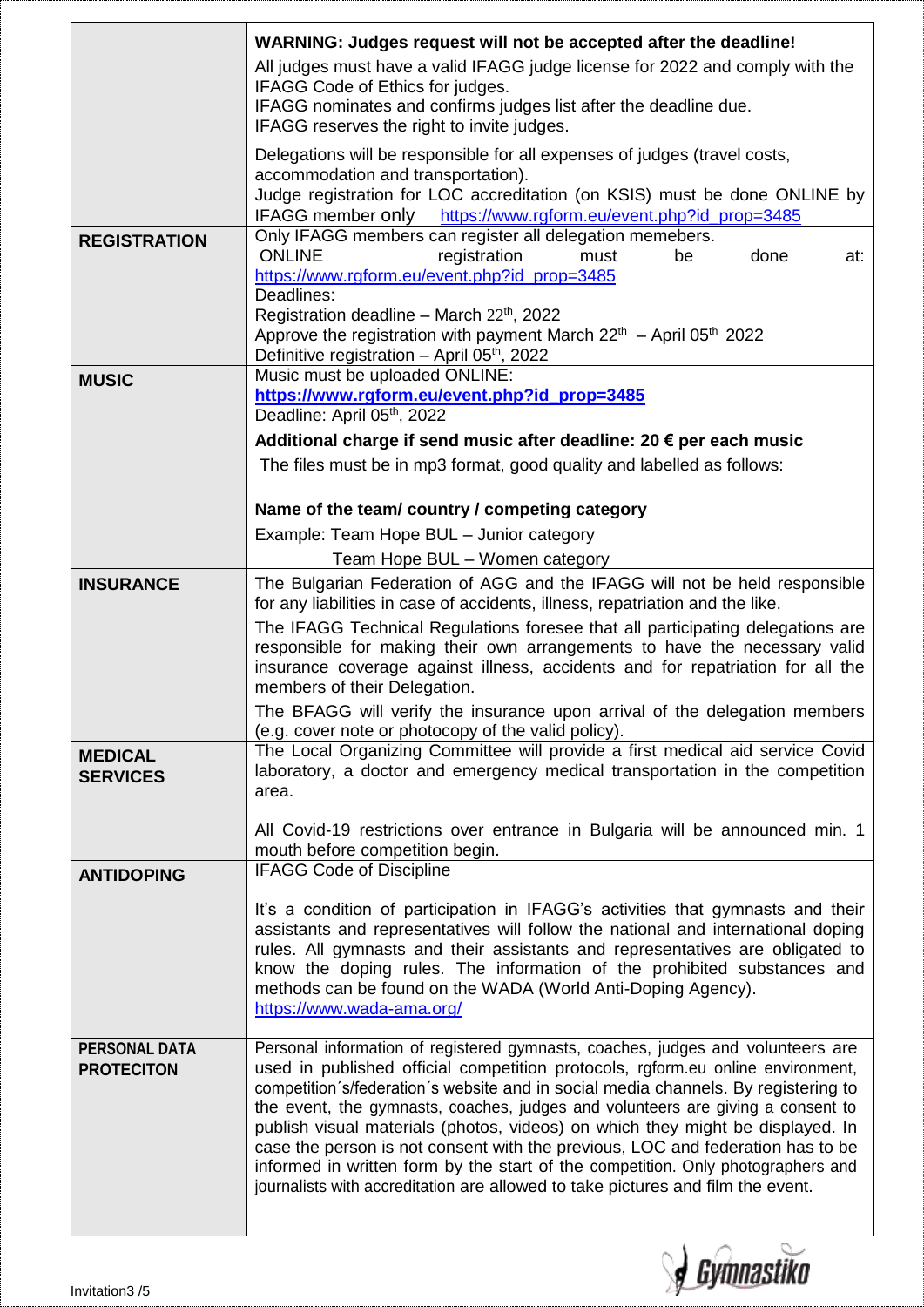| | |
|---|---|
| | **WARNING: Judges request will not be accepted after the deadline!**<br>All judges must have a valid IFAGG judge license for 2022 and comply with the IFAGG Code of Ethics for judges.<br>IFAGG nominates and confirms judges list after the deadline due.<br>IFAGG reserves the right to invite judges.<br>Delegations will be responsible for all expenses of judges (travel costs, accommodation and transportation).<br>Judge registration for LOC accreditation (on KSIS) must be done ONLINE by IFAGG member only https://www.rgform.eu/event.php?id_prop=3485 |
| **REGISTRATION** | Only IFAGG members can register all delegation memebers.<br>ONLINE registration must be done at: https://www.rgform.eu/event.php?id_prop=3485<br>Deadlines:<br>Registration deadline – March 22th, 2022<br>Approve the registration with payment March 22th – April 05th 2022<br>Definitive registration – April 05th, 2022 |
| **MUSIC** | Music must be uploaded ONLINE:<br>**https://www.rgform.eu/event.php?id_prop=3485**<br>Deadline: April 05th, 2022<br>**Additional charge if send music after deadline: 20 € per each music**<br>The files must be in mp3 format, good quality and labelled as follows:<br>**Name of the team/ country / competing category**<br>Example: Team Hope BUL – Junior category<br>Team Hope BUL – Women category |
| **INSURANCE** | The Bulgarian Federation of AGG and the IFAGG will not be held responsible for any liabilities in case of accidents, illness, repatriation and the like.<br>The IFAGG Technical Regulations foresee that all participating delegations are responsible for making their own arrangements to have the necessary valid insurance coverage against illness, accidents and for repatriation for all the members of their Delegation.<br>The BFAGG will verify the insurance upon arrival of the delegation members (e.g. cover note or photocopy of the valid policy). |
| **MEDICAL SERVICES** | The Local Organizing Committee will provide a first medical aid service Covid laboratory, a doctor and emergency medical transportation in the competition area.<br>All Covid-19 restrictions over entrance in Bulgaria will be announced min. 1 mouth before competition begin. |
| **ANTIDOPING** | IFAGG Code of Discipline<br>It's a condition of participation in IFAGG's activities that gymnasts and their assistants and representatives will follow the national and international doping rules. All gymnasts and their assistants and representatives are obligated to know the doping rules. The information of the prohibited substances and methods can be found on the WADA (World Anti-Doping Agency). https://www.wada-ama.org/ |
| **PERSONAL DATA PROTECITON** | Personal information of registered gymnasts, coaches, judges and volunteers are used in published official competition protocols, rgform.eu online environment, competition´s/federation´s website and in social media channels. By registering to the event, the gymnasts, coaches, judges and volunteers are giving a consent to publish visual materials (photos, videos) on which they might be displayed. In case the person is not consent with the previous, LOC and federation has to be informed in written form by the start of the competition. Only photographers and journalists with accreditation are allowed to take pictures and film the event. |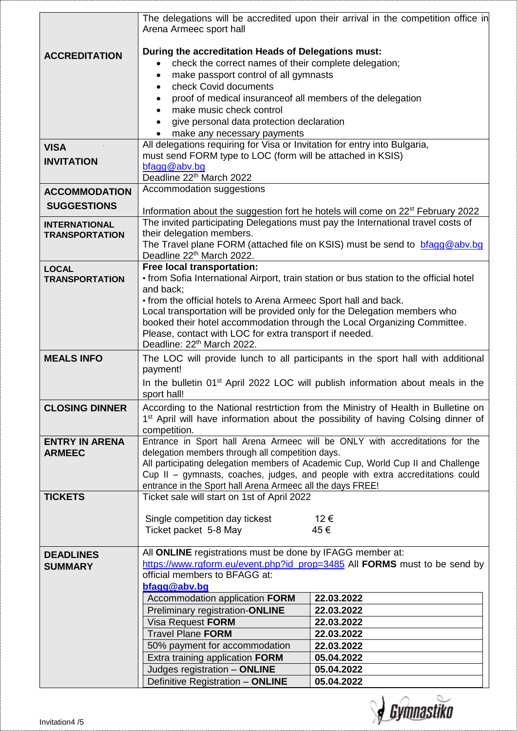| | |
|---|---|
| **ACCREDITATION** | The delegations will be accredited upon their arrival in the competition office in Arena Armeec sport hall<br><br>**During the accreditation Heads of Delegations must:**<br>• check the correct names of their complete delegation;<br>• make passport control of all gymnasts<br>• check Covid documents<br>• proof of medical insuranceof all members of the delegation<br>• make music check control<br>• give personal data protection declaration<br>• make any necessary payments |
| **VISA INVITATION** | All delegations requiring for Visa or Invitation for entry into Bulgaria, must send FORM type to LOC (form will be attached in KSIS)<br>bfagg@abv.bg<br>Deadline 22[th] March 2022 |
| **ACCOMMODATION SUGGESTIONS** | Accommodation suggestions<br><br>Information about the suggestion fort he hotels will come on 22[st] February 2022 |
| **INTERNATIONAL TRANSPORTATION** | The invited participating Delegations must pay the International travel costs of their delegation members.<br>The Travel plane FORM (attached file on KSIS) must be send to bfagg@abv.bg<br>Deadline 22[th] March 2022. |
| **LOCAL TRANSPORTATION** | **Free local transportation:**<br>• from Sofia International Airport, train station or bus station to the official hotel and back;<br>• from the official hotels to Arena Armeec Sport hall and back.<br>Local transportation will be provided only for the Delegation members who booked their hotel accommodation through the Local Organizing Committee.<br>Please, contact with LOC for extra transport if needed.<br>Deadline: 22[th] March 2022. |
| **MEALS INFO** | The LOC will provide lunch to all participants in the sport hall with additional payment!<br>In the bulletin 01[st] April 2022 LOC will publish information about meals in the sport hall! |
| **CLOSING DINNER** | According to the National restrtiction from the Ministry of Health in Bulletine on 1[st] April will have information about the possibility of having Colsing dinner of competition. |
| **ENTRY IN ARENA ARMEEC** | Entrance in Sport hall Arena Armeec will be ONLY with accreditations for the delegation members through all competition days.<br>All participating delegation members of Academic Cup, World Cup II and Challenge Cup II – gymnasts, coaches, judges, and people with extra accreditations could entrance in the Sport hall Arena Armeec all the days FREE! |
| **TICKETS** | Ticket sale will start on 1st of April 2022<br><br>Single competition day tickest 12 €<br>Ticket packet 5-8 May 45 € |
| **DEADLINES SUMMARY** | All **ONLINE** registrations must be done by IFAGG member at: https://www.rgform.eu/event.php?id_prop=3485 All **FORMS** must to be send by official members to BFAGG at:<br>**bfagg@abv.bg** |

| | |
|---|---|
| Accommodation application **FORM** | **22.03.2022** |
| Preliminary registration-**ONLINE** | **22.03.2022** |
| Visa Request **FORM** | **22.03.2022** |
| Travel Plane **FORM** | **22.03.2022** |
| 50% payment for accommodation | **22.03.2022** |
| Extra training application **FORM** | **05.04.2022** |
| Judges registration – **ONLINE** | **05.04.2022** |
| Definitive Registration – **ONLINE** | **05.04.2022** |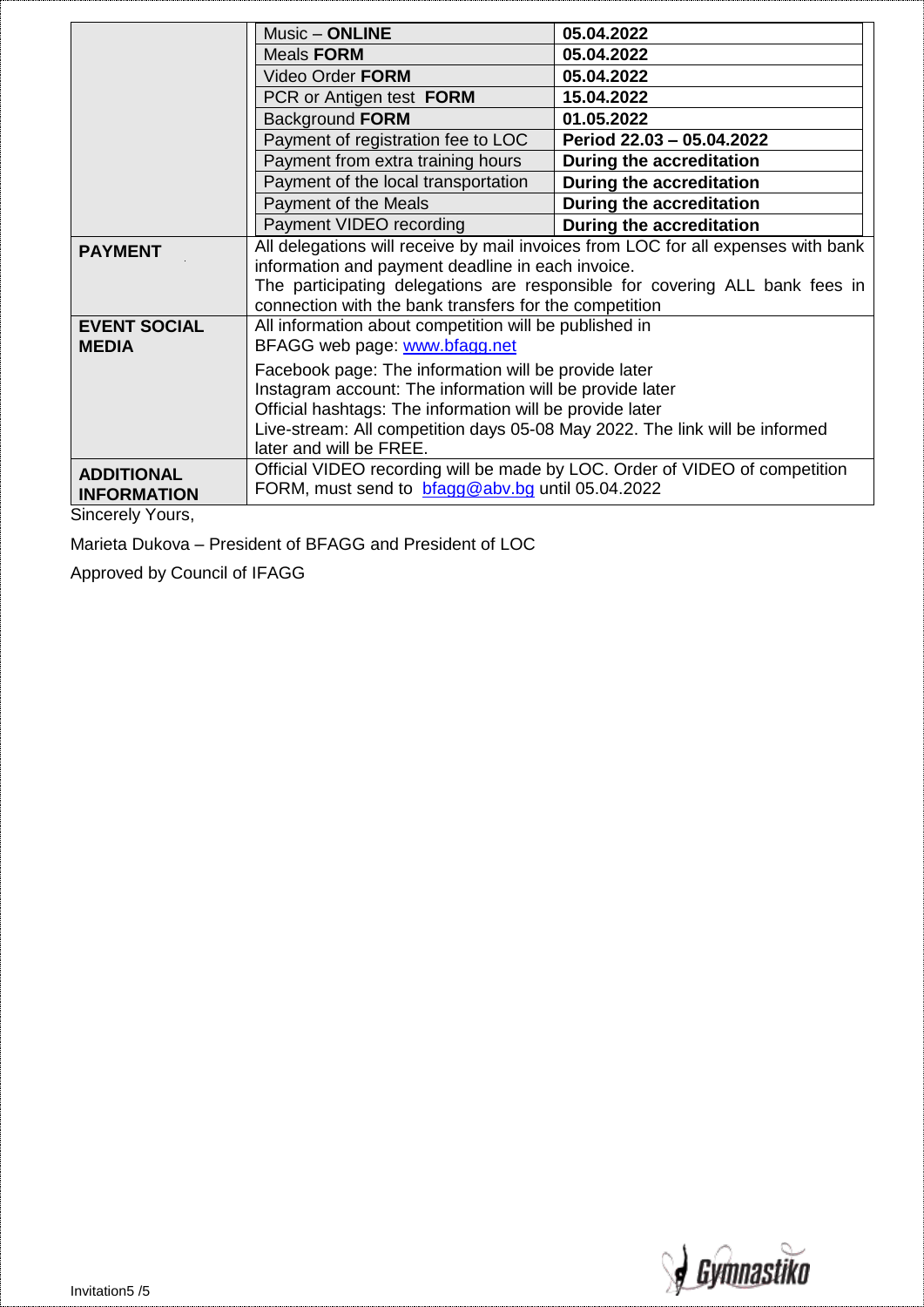| | | |
|---|---|---|
| | Music – **ONLINE** | **05.04.2022** |
| | Meals **FORM** | **05.04.2022** |
| | Video Order **FORM** | **05.04.2022** |
| | PCR or Antigen test **FORM** | **15.04.2022** |
| | Background **FORM** | **01.05.2022** |
| | Payment of registration fee to LOC | **Period 22.03 – 05.04.2022** |
| | Payment from extra training hours | **During the accreditation** |
| | Payment of the local transportation | **During the accreditation** |
| | Payment of the Meals | **During the accreditation** |
| | Payment VIDEO recording | **During the accreditation** |
| **PAYMENT** | All delegations will receive by mail invoices from LOC for all expenses with bank information and payment deadline in each invoice. The participating delegations are responsible for covering ALL bank fees in connection with the bank transfers for the competition | |
| **EVENT SOCIAL MEDIA** | All information about competition will be published in BFAGG web page: www.bfagg.net<br>Facebook page: The information will be provide later<br>Instagram account: The information will be provide later<br>Official hashtags: The information will be provide later<br>Live-stream: All competition days 05-08 May 2022. The link will be informed later and will be FREE. | |
| **ADDITIONAL INFORMATION** | Official VIDEO recording will be made by LOC. Order of VIDEO of competition FORM, must send to bfagg@abv.bg until 05.04.2022 | |

Sincerely Yours,

Marieta Dukova – President of BFAGG and President of LOC

Approved by Council of IFAGG